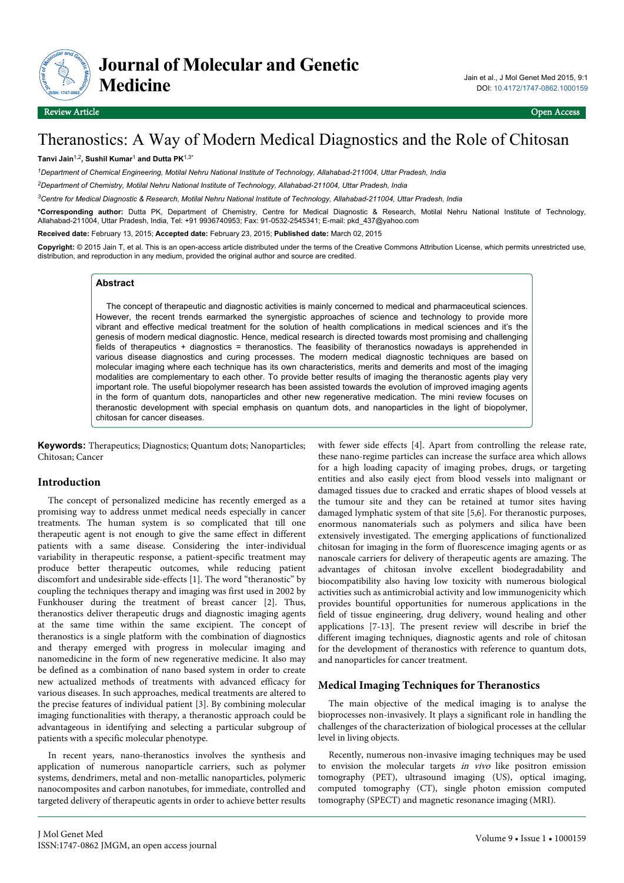# Theranostics: A Way of Modern Medical Diagnostics and the Role of Chitosan

**Tanvi Jain[1,2], Sushil Kumar[1] and Dutta PK[1,3*]**

[1]*Department of Chemical Engineering, Motilal Nehru National Institute of Technology, Allahabad-211004, Uttar Pradesh, India*

[2]*Department of Chemistry, Motilal Nehru National Institute of Technology, Allahabad-211004, Uttar Pradesh, India*

[3]*Centre for Medical Diagnostic & Research, Motilal Nehru National Institute of Technology, Allahabad-211004, Uttar Pradesh, India*

**\*Corresponding author:** Dutta PK, Department of Chemistry, Centre for Medical Diagnostic & Research, Motilal Nehru National Institute of Technology, Allahabad-211004, Uttar Pradesh, India, Tel: +91 9936740953; Fax: 91-0532-2545341; E-mail: pkd_437@yahoo.com

**Received date:** February 13, 2015; **Accepted date:** February 23, 2015; **Published date:** March 02, 2015

**Copyright:** © 2015 Jain T, et al. This is an open-access article distributed under the terms of the Creative Commons Attribution License, which permits unrestricted use, distribution, and reproduction in any medium, provided the original author and source are credited.

## Abstract

The concept of therapeutic and diagnostic activities is mainly concerned to medical and pharmaceutical sciences. However, the recent trends earmarked the synergistic approaches of science and technology to provide more vibrant and effective medical treatment for the solution of health complications in medical sciences and it's the genesis of modern medical diagnostic. Hence, medical research is directed towards most promising and challenging fields of therapeutics + diagnostics = theranostics. The feasibility of theranostics nowadays is apprehended in various disease diagnostics and curing processes. The modern medical diagnostic techniques are based on molecular imaging where each technique has its own characteristics, merits and demerits and most of the imaging modalities are complementary to each other. To provide better results of imaging the theranostic agents play very important role. The useful biopolymer research has been assisted towards the evolution of improved imaging agents in the form of quantum dots, nanoparticles and other new regenerative medication. The mini review focuses on theranostic development with special emphasis on quantum dots, and nanoparticles in the light of biopolymer, chitosan for cancer diseases.

**Keywords:** Therapeutics; Diagnostics; Quantum dots; Nanoparticles; Chitosan; Cancer

## Introduction

The concept of personalized medicine has recently emerged as a promising way to address unmet medical needs especially in cancer treatments. The human system is so complicated that till one therapeutic agent is not enough to give the same effect in different patients with a same disease. Considering the inter-individual variability in therapeutic response, a patient-specific treatment may produce better therapeutic outcomes, while reducing patient discomfort and undesirable side-effects [1]. The word "theranostic" by coupling the techniques therapy and imaging was first used in 2002 by Funkhouser during the treatment of breast cancer [2]. Thus, theranostics deliver therapeutic drugs and diagnostic imaging agents at the same time within the same excipient. The concept of theranostics is a single platform with the combination of diagnostics and therapy emerged with progress in molecular imaging and nanomedicine in the form of new regenerative medicine. It also may be defined as a combination of nano based system in order to create new actualized methods of treatments with advanced efficacy for various diseases. In such approaches, medical treatments are altered to the precise features of individual patient [3]. By combining molecular imaging functionalities with therapy, a theranostic approach could be advantageous in identifying and selecting a particular subgroup of patients with a specific molecular phenotype.

In recent years, nano-theranostics involves the synthesis and application of numerous nanoparticle carriers, such as polymer systems, dendrimers, metal and non-metallic nanoparticles, polymeric nanocomposites and carbon nanotubes, for immediate, controlled and targeted delivery of therapeutic agents in order to achieve better results with fewer side effects [4]. Apart from controlling the release rate, these nano-regime particles can increase the surface area which allows for a high loading capacity of imaging probes, drugs, or targeting entities and also easily eject from blood vessels into malignant or damaged tissues due to cracked and erratic shapes of blood vessels at the tumour site and they can be retained at tumor sites having damaged lymphatic system of that site [5,6]. For theranostic purposes, enormous nanomaterials such as polymers and silica have been extensively investigated. The emerging applications of functionalized chitosan for imaging in the form of fluorescence imaging agents or as nanoscale carriers for delivery of therapeutic agents are amazing. The advantages of chitosan involve excellent biodegradability and biocompatibility also having low toxicity with numerous biological activities such as antimicrobial activity and low immunogenicity which provides bountiful opportunities for numerous applications in the field of tissue engineering, drug delivery, wound healing and other applications [7-13]. The present review will describe in brief the different imaging techniques, diagnostic agents and role of chitosan for the development of theranostics with reference to quantum dots, and nanoparticles for cancer treatment.

## Medical Imaging Techniques for Theranostics

The main objective of the medical imaging is to analyse the bioprocesses non-invasively. It plays a significant role in handling the challenges of the characterization of biological processes at the cellular level in living objects.

Recently, numerous non-invasive imaging techniques may be used to envision the molecular targets *in vivo* like positron emission tomography (PET), ultrasound imaging (US), optical imaging, computed tomography (CT), single photon emission computed tomography (SPECT) and magnetic resonance imaging (MRI).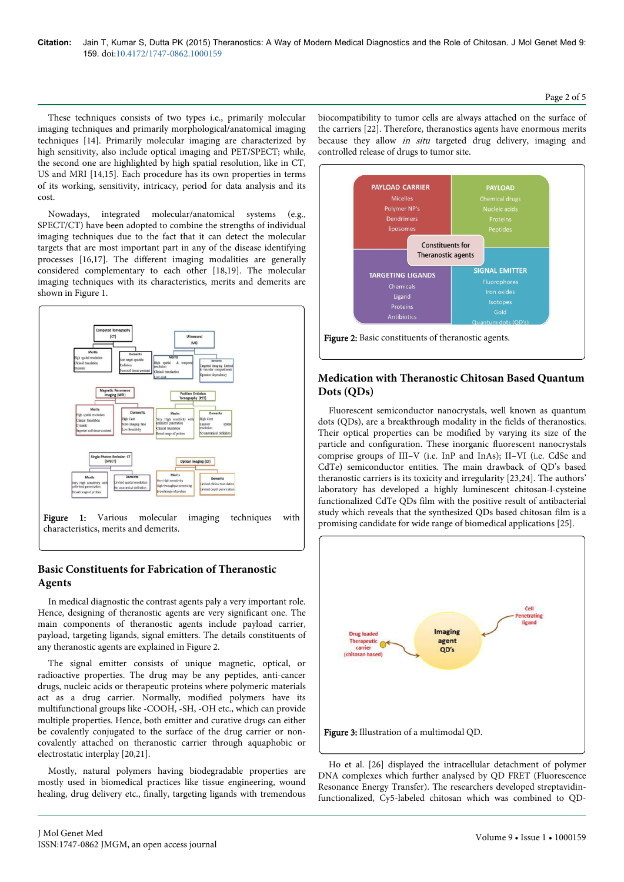These techniques consists of two types i.e., primarily molecular imaging techniques and primarily morphological/anatomical imaging techniques [14]. Primarily molecular imaging are characterized by high sensitivity, also include optical imaging and PET/SPECT; while, the second one are highlighted by high spatial resolution, like in CT, US and MRI [14,15]. Each procedure has its own properties in terms of its working, sensitivity, intricacy, period for data analysis and its cost.

Nowadays, integrated molecular/anatomical systems (e.g., SPECT/CT) have been adopted to combine the strengths of individual imaging techniques due to the fact that it can detect the molecular targets that are most important part in any of the disease identifying processes [16,17]. The different imaging modalities are generally considered complementary to each other [18,19]. The molecular imaging techniques with its characteristics, merits and demerits are shown in Figure 1.

**Figure 1:** Various molecular imaging techniques with characteristics, merits and demerits.

## Basic Constituents for Fabrication of Theranostic Agents

In medical diagnostic the contrast agents paly a very important role. Hence, designing of theranostic agents are very significant one. The main components of theranostic agents include payload carrier, payload, targeting ligands, signal emitters. The details constituents of any theranostic agents are explained in Figure 2.

The signal emitter consists of unique magnetic, optical, or radioactive properties. The drug may be any peptides, anti-cancer drugs, nucleic acids or therapeutic proteins where polymeric materials act as a drug carrier. Normally, modified polymers have its multifunctional groups like -COOH, -SH, -OH etc., which can provide multiple properties. Hence, both emitter and curative drugs can either be covalently conjugated to the surface of the drug carrier or non-covalently attached on theranostic carrier through aquaphobic or electrostatic interplay [20,21].

Mostly, natural polymers having biodegradable properties are mostly used in biomedical practices like tissue engineering, wound healing, drug delivery etc., finally, targeting ligands with tremendous biocompatibility to tumor cells are always attached on the surface of the carriers [22]. Therefore, theranostics agents have enormous merits because they allow *in situ* targeted drug delivery, imaging and controlled release of drugs to tumor site.

**Figure 2:** Basic constituents of theranostic agents.

## Medication with Theranostic Chitosan Based Quantum Dots (QDs)

Fluorescent semiconductor nanocrystals, well known as quantum dots (QDs), are a breakthrough modality in the fields of theranostics. Their optical properties can be modified by varying its size of the particle and configuration. These inorganic fluorescent nanocrystals comprise groups of III–V (i.e. InP and InAs); II–VI (i.e. CdSe and CdTe) semiconductor entities. The main drawback of QD's based theranostic carriers is its toxicity and irregularity [23,24]. The authors' laboratory has developed a highly luminescent chitosan-l-cysteine functionalized CdTe QDs film with the positive result of antibacterial study which reveals that the synthesized QDs based chitosan film is a promising candidate for wide range of biomedical applications [25].

**Figure 3:** Illustration of a multimodal QD.

Ho et al. [26] displayed the intracellular detachment of polymer DNA complexes which further analysed by QD FRET (Fluorescence Resonance Energy Transfer). The researchers developed streptavidin-functionalized, Cy5-labeled chitosan which was combined to QD-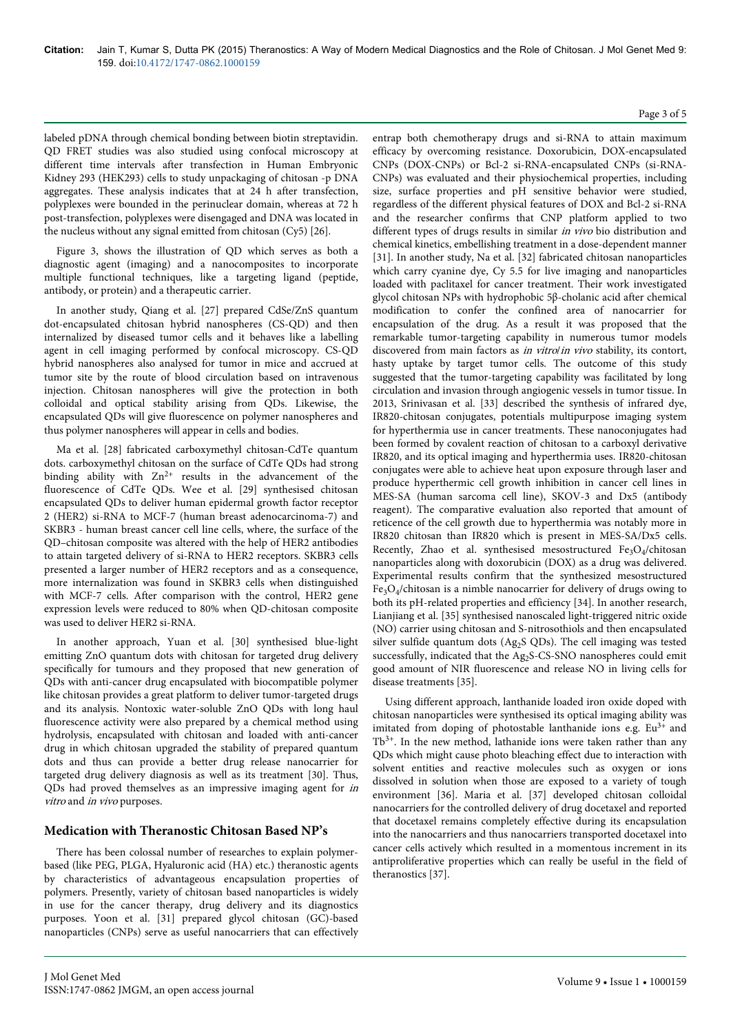labeled pDNA through chemical bonding between biotin streptavidin. QD FRET studies was also studied using confocal microscopy at different time intervals after transfection in Human Embryonic Kidney 293 (HEK293) cells to study unpackaging of chitosan -p DNA aggregates. These analysis indicates that at 24 h after transfection, polyplexes were bounded in the perinuclear domain, whereas at 72 h post-transfection, polyplexes were disengaged and DNA was located in the nucleus without any signal emitted from chitosan (Cy5) [26].

Figure 3, shows the illustration of QD which serves as both a diagnostic agent (imaging) and a nanocomposites to incorporate multiple functional techniques, like a targeting ligand (peptide, antibody, or protein) and a therapeutic carrier.

In another study, Qiang et al. [27] prepared CdSe/ZnS quantum dot-encapsulated chitosan hybrid nanospheres (CS-QD) and then internalized by diseased tumor cells and it behaves like a labelling agent in cell imaging performed by confocal microscopy. CS-QD hybrid nanospheres also analysed for tumor in mice and accrued at tumor site by the route of blood circulation based on intravenous injection. Chitosan nanospheres will give the protection in both colloidal and optical stability arising from QDs. Likewise, the encapsulated QDs will give fluorescence on polymer nanospheres and thus polymer nanospheres will appear in cells and bodies.

Ma et al. [28] fabricated carboxymethyl chitosan-CdTe quantum dots. carboxymethyl chitosan on the surface of CdTe QDs had strong binding ability with $Zn^{2+}$ results in the advancement of the fluorescence of CdTe QDs. Wee et al. [29] synthesised chitosan encapsulated QDs to deliver human epidermal growth factor receptor 2 (HER2) si-RNA to MCF-7 (human breast adenocarcinoma-7) and SKBR3 - human breast cancer cell line cells, where, the surface of the QD–chitosan composite was altered with the help of HER2 antibodies to attain targeted delivery of si-RNA to HER2 receptors. SKBR3 cells presented a larger number of HER2 receptors and as a consequence, more internalization was found in SKBR3 cells when distinguished with MCF-7 cells. After comparison with the control, HER2 gene expression levels were reduced to 80% when QD-chitosan composite was used to deliver HER2 si-RNA.

In another approach, Yuan et al. [30] synthesised blue-light emitting ZnO quantum dots with chitosan for targeted drug delivery specifically for tumours and they proposed that new generation of QDs with anti-cancer drug encapsulated with biocompatible polymer like chitosan provides a great platform to deliver tumor-targeted drugs and its analysis. Nontoxic water-soluble ZnO QDs with long haul fluorescence activity were also prepared by a chemical method using hydrolysis, encapsulated with chitosan and loaded with anti-cancer drug in which chitosan upgraded the stability of prepared quantum dots and thus can provide a better drug release nanocarrier for targeted drug delivery diagnosis as well as its treatment [30]. Thus, QDs had proved themselves as an impressive imaging agent for *in vitro* and *in vivo* purposes.

## Medication with Theranostic Chitosan Based NP's

There has been colossal number of researches to explain polymer-based (like PEG, PLGA, Hyaluronic acid (HA) etc.) theranostic agents by characteristics of advantageous encapsulation properties of polymers. Presently, variety of chitosan based nanoparticles is widely in use for the cancer therapy, drug delivery and its diagnostics purposes. Yoon et al. [31] prepared glycol chitosan (GC)-based nanoparticles (CNPs) serve as useful nanocarriers that can effectively entrap both chemotherapy drugs and si-RNA to attain maximum efficacy by overcoming resistance. Doxorubicin, DOX-encapsulated CNPs (DOX-CNPs) or Bcl-2 si-RNA-encapsulated CNPs (si-RNA-CNPs) was evaluated and their physiochemical properties, including size, surface properties and pH sensitive behavior were studied, regardless of the different physical features of DOX and Bcl-2 si-RNA and the researcher confirms that CNP platform applied to two different types of drugs results in similar *in vivo* bio distribution and chemical kinetics, embellishing treatment in a dose-dependent manner [31]. In another study, Na et al. [32] fabricated chitosan nanoparticles which carry cyanine dye, Cy 5.5 for live imaging and nanoparticles loaded with paclitaxel for cancer treatment. Their work investigated glycol chitosan NPs with hydrophobic 5β-cholanic acid after chemical modification to confer the confined area of nanocarrier for encapsulation of the drug. As a result it was proposed that the remarkable tumor-targeting capability in numerous tumor models discovered from main factors as *in vitro*/*in vivo* stability, its contort, hasty uptake by target tumor cells. The outcome of this study suggested that the tumor-targeting capability was facilitated by long circulation and invasion through angiogenic vessels in tumor tissue. In 2013, Srinivasan et al. [33] described the synthesis of infrared dye, IR820-chitosan conjugates, potentials multipurpose imaging system for hyperthermia use in cancer treatments. These nanoconjugates had been formed by covalent reaction of chitosan to a carboxyl derivative IR820, and its optical imaging and hyperthermia uses. IR820-chitosan conjugates were able to achieve heat upon exposure through laser and produce hyperthermic cell growth inhibition in cancer cell lines in MES-SA (human sarcoma cell line), SKOV-3 and Dx5 (antibody reagent). The comparative evaluation also reported that amount of reticence of the cell growth due to hyperthermia was notably more in IR820 chitosan than IR820 which is present in MES-SA/Dx5 cells. Recently, Zhao et al. synthesised mesostructured $Fe_3O_4$/chitosan nanoparticles along with doxorubicin (DOX) as a drug was delivered. Experimental results confirm that the synthesized mesostructured $Fe_3O_4$/chitosan is a nimble nanocarrier for delivery of drugs owing to both its pH-related properties and efficiency [34]. In another research, Lianjiang et al. [35] synthesised nanoscaled light-triggered nitric oxide (NO) carrier using chitosan and S-nitrosothiols and then encapsulated silver sulfide quantum dots ($Ag_2S$ QDs). The cell imaging was tested successfully, indicated that the $Ag_2S$-CS-SNO nanospheres could emit good amount of NIR fluorescence and release NO in living cells for disease treatments [35].

Using different approach, lanthanide loaded iron oxide doped with chitosan nanoparticles were synthesised its optical imaging ability was imitated from doping of photostable lanthanide ions e.g. $Eu^{3+}$ and $Tb^{3+}$. In the new method, lathanide ions were taken rather than any QDs which might cause photo bleaching effect due to interaction with solvent entities and reactive molecules such as oxygen or ions dissolved in solution when those are exposed to a variety of tough environment [36]. Maria et al. [37] developed chitosan colloidal nanocarriers for the controlled delivery of drug docetaxel and reported that docetaxel remains completely effective during its encapsulation into the nanocarriers and thus nanocarriers transported docetaxel into cancer cells actively which resulted in a momentous increment in its antiproliferative properties which can really be useful in the field of theranostics [37].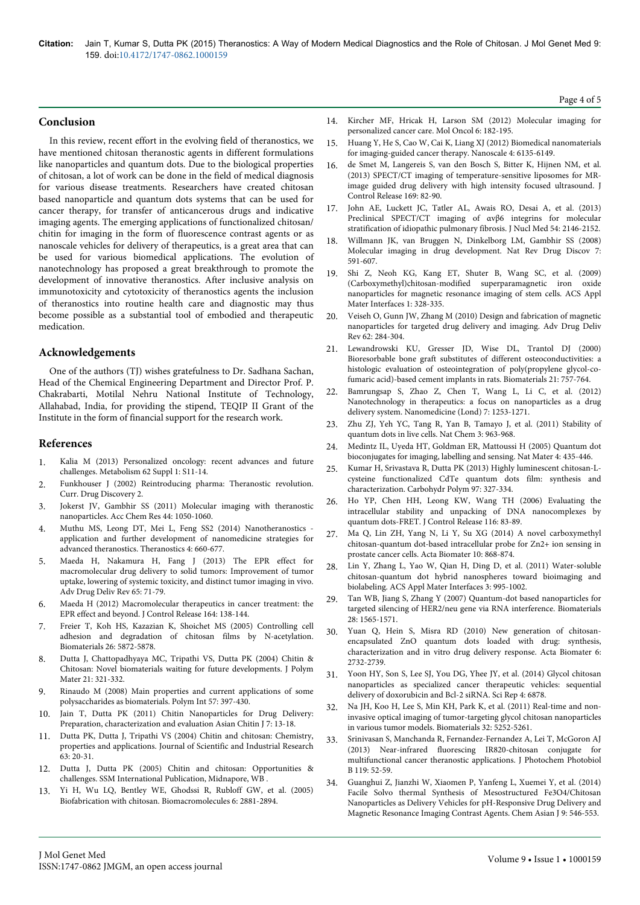## Conclusion

In this review, recent effort in the evolving field of theranostics, we have mentioned chitosan theranostic agents in different formulations like nanoparticles and quantum dots. Due to the biological properties of chitosan, a lot of work can be done in the field of medical diagnosis for various disease treatments. Researchers have created chitosan based nanoparticle and quantum dots systems that can be used for cancer therapy, for transfer of anticancerous drugs and indicative imaging agents. The emerging applications of functionalized chitosan/chitin for imaging in the form of fluorescence contrast agents or as nanoscale vehicles for delivery of therapeutics, is a great area that can be used for various biomedical applications. The evolution of nanotechnology has proposed a great breakthrough to promote the development of innovative theranostics. After inclusive analysis on immunotoxicity and cytotoxicity of theranostics agents the inclusion of theranostics into routine health care and diagnostic may thus become possible as a substantial tool of embodied and therapeutic medication.

## Acknowledgements

One of the authors (TJ) wishes gratefulness to Dr. Sadhana Sachan, Head of the Chemical Engineering Department and Director Prof. P. Chakrabarti, Motilal Nehru National Institute of Technology, Allahabad, India, for providing the stipend, TEQIP II Grant of the Institute in the form of financial support for the research work.

## References

1. Kalia M (2013) Personalized oncology: recent advances and future challenges. Metabolism 62 Suppl 1: S11-14.
2. Funkhouser J (2002) Reintroducing pharma: Theranostic revolution. Curr. Drug Discovery 2.
3. Jokerst JV, Gambhir SS (2011) Molecular imaging with theranostic nanoparticles. Acc Chem Res 44: 1050-1060.
4. Muthu MS, Leong DT, Mei L, Feng SS2 (2014) Nanotheranostics - application and further development of nanomedicine strategies for advanced theranostics. Theranostics 4: 660-677.
5. Maeda H, Nakamura H, Fang J (2013) The EPR effect for macromolecular drug delivery to solid tumors: Improvement of tumor uptake, lowering of systemic toxicity, and distinct tumor imaging in vivo. Adv Drug Deliv Rev 65: 71-79.
6. Maeda H (2012) Macromolecular therapeutics in cancer treatment: the EPR effect and beyond. J Control Release 164: 138-144.
7. Freier T, Koh HS, Kazazian K, Shoichet MS (2005) Controlling cell adhesion and degradation of chitosan films by N-acetylation. Biomaterials 26: 5872-5878.
8. Dutta J, Chattopadhyaya MC, Tripathi VS, Dutta PK (2004) Chitin & Chitosan: Novel biomaterials waiting for future developments. J Polym Mater 21: 321-332.
9. Rinaudo M (2008) Main properties and current applications of some polysaccharides as biomaterials. Polym Int 57: 397-430.
10. Jain T, Dutta PK (2011) Chitin Nanoparticles for Drug Delivery: Preparation, characterization and evaluation Asian Chitin J 7: 13-18.
11. Dutta PK, Dutta J, Tripathi VS (2004) Chitin and chitosan: Chemistry, properties and applications. Journal of Scientific and Industrial Research 63: 20-31.
12. Dutta J, Dutta PK (2005) Chitin and chitosan: Opportunities & challenges. SSM International Publication, Midnapore, WB .
13. Yi H, Wu LQ, Bentley WE, Ghodssi R, Rubloff GW, et al. (2005) Biofabrication with chitosan. Biomacromolecules 6: 2881-2894.
14. Kircher MF, Hricak H, Larson SM (2012) Molecular imaging for personalized cancer care. Mol Oncol 6: 182-195.
15. Huang Y, He S, Cao W, Cai K, Liang XJ (2012) Biomedical nanomaterials for imaging-guided cancer therapy. Nanoscale 4: 6135-6149.
16. de Smet M, Langereis S, van den Bosch S, Bitter K, Hijnen NM, et al. (2013) SPECT/CT imaging of temperature-sensitive liposomes for MR-image guided drug delivery with high intensity focused ultrasound. J Control Release 169: 82-90.
17. John AE, Luckett JC, Tatler AL, Awais RO, Desai A, et al. (2013) Preclinical SPECT/CT imaging of αvβ6 integrins for molecular stratification of idiopathic pulmonary fibrosis. J Nucl Med 54: 2146-2152.
18. Willmann JK, van Bruggen N, Dinkelborg LM, Gambhir SS (2008) Molecular imaging in drug development. Nat Rev Drug Discov 7: 591-607.
19. Shi Z, Neoh KG, Kang ET, Shuter B, Wang SC, et al. (2009) (Carboxymethyl)chitosan-modified superparamagnetic iron oxide nanoparticles for magnetic resonance imaging of stem cells. ACS Appl Mater Interfaces 1: 328-335.
20. Veiseh O, Gunn JW, Zhang M (2010) Design and fabrication of magnetic nanoparticles for targeted drug delivery and imaging. Adv Drug Deliv Rev 62: 284-304.
21. Lewandrowski KU, Gresser JD, Wise DL, Trantol DJ (2000) Bioresorbable bone graft substitutes of different osteoconductivities: a histologic evaluation of osteointegration of poly(propylene glycol-co-fumaric acid)-based cement implants in rats. Biomaterials 21: 757-764.
22. Bamrungsap S, Zhao Z, Chen T, Wang L, Li C, et al. (2012) Nanotechnology in therapeutics: a focus on nanoparticles as a drug delivery system. Nanomedicine (Lond) 7: 1253-1271.
23. Zhu ZJ, Yeh YC, Tang R, Yan B, Tamayo J, et al. (2011) Stability of quantum dots in live cells. Nat Chem 3: 963-968.
24. Medintz IL, Uyeda HT, Goldman ER, Mattoussi H (2005) Quantum dot bioconjugates for imaging, labelling and sensing. Nat Mater 4: 435-446.
25. Kumar H, Srivastava R, Dutta PK (2013) Highly luminescent chitosan-L-cysteine functionalized CdTe quantum dots film: synthesis and characterization. Carbohydr Polym 97: 327-334.
26. Ho YP, Chen HH, Leong KW, Wang TH (2006) Evaluating the intracellular stability and unpacking of DNA nanocomplexes by quantum dots-FRET. J Control Release 116: 83-89.
27. Ma Q, Lin ZH, Yang N, Li Y, Su XG (2014) A novel carboxymethyl chitosan-quantum dot-based intracellular probe for Zn2+ ion sensing in prostate cancer cells. Acta Biomater 10: 868-874.
28. Lin Y, Zhang L, Yao W, Qian H, Ding D, et al. (2011) Water-soluble chitosan-quantum dot hybrid nanospheres toward bioimaging and biolabeling. ACS Appl Mater Interfaces 3: 995-1002.
29. Tan WB, Jiang S, Zhang Y (2007) Quantum-dot based nanoparticles for targeted silencing of HER2/neu gene via RNA interference. Biomaterials 28: 1565-1571.
30. Yuan Q, Hein S, Misra RD (2010) New generation of chitosan-encapsulated ZnO quantum dots loaded with drug: synthesis, characterization and in vitro drug delivery response. Acta Biomater 6: 2732-2739.
31. Yoon HY, Son S, Lee SJ, You DG, Yhee JY, et al. (2014) Glycol chitosan nanoparticles as specialized cancer therapeutic vehicles: sequential delivery of doxorubicin and Bcl-2 siRNA. Sci Rep 4: 6878.
32. Na JH, Koo H, Lee S, Min KH, Park K, et al. (2011) Real-time and non-invasive optical imaging of tumor-targeting glycol chitosan nanoparticles in various tumor models. Biomaterials 32: 5252-5261.
33. Srinivasan S, Manchanda R, Fernandez-Fernandez A, Lei T, McGoron AJ (2013) Near-infrared fluorescing IR820-chitosan conjugate for multifunctional cancer theranostic applications. J Photochem Photobiol B 119: 52-59.
34. Guanghui Z, Jianzhi W, Xiaomen P, Yanfeng L, Xuemei Y, et al. (2014) Facile Solvo thermal Synthesis of Mesostructured Fe3O4/Chitosan Nanoparticles as Delivery Vehicles for pH-Responsive Drug Delivery and Magnetic Resonance Imaging Contrast Agents. Chem Asian J 9: 546-553.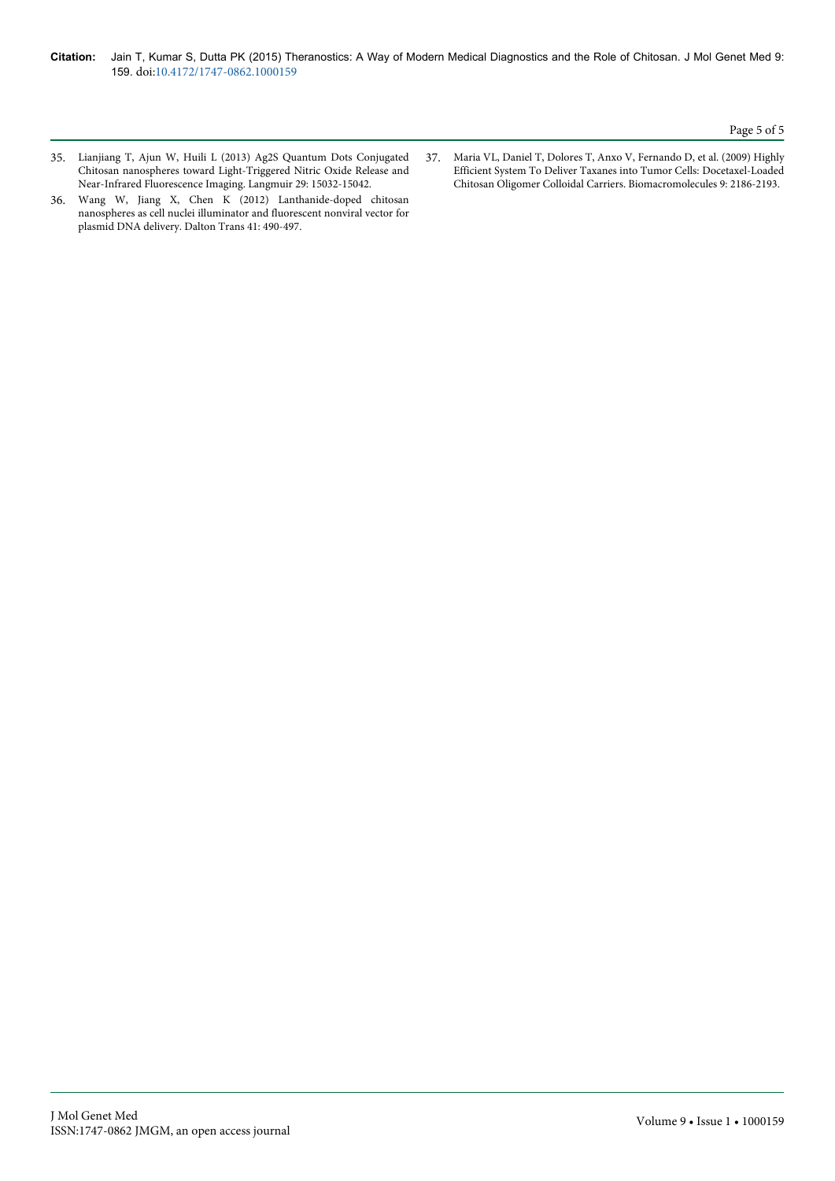35. Lianjiang T, Ajun W, Huili L (2013) Ag2S Quantum Dots Conjugated Chitosan nanospheres toward Light-Triggered Nitric Oxide Release and Near-Infrared Fluorescence Imaging. Langmuir 29: 15032-15042.
36. Wang W, Jiang X, Chen K (2012) Lanthanide-doped chitosan nanospheres as cell nuclei illuminator and fluorescent nonviral vector for plasmid DNA delivery. Dalton Trans 41: 490-497.
37. Maria VL, Daniel T, Dolores T, Anxo V, Fernando D, et al. (2009) Highly Efficient System To Deliver Taxanes into Tumor Cells: Docetaxel-Loaded Chitosan Oligomer Colloidal Carriers. Biomacromolecules 9: 2186-2193.